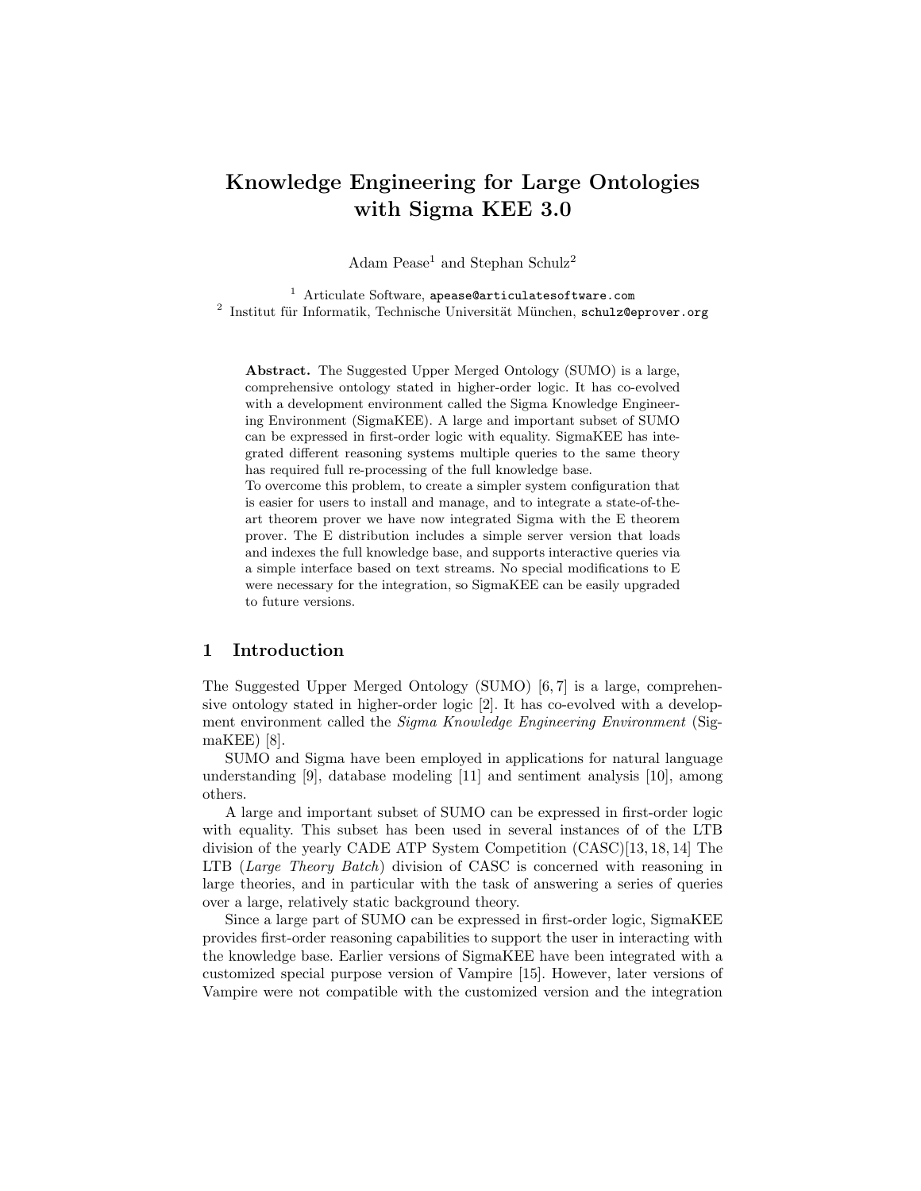# Knowledge Engineering for Large Ontologies with Sigma KEE 3.0

Adam Pease[1] and Stephan Schulz[2]

[1] Articulate Software, apease@articulatesoftware.com
[2] Institut für Informatik, Technische Universität München, schulz@eprover.org

**Abstract.** The Suggested Upper Merged Ontology (SUMO) is a large, comprehensive ontology stated in higher-order logic. It has co-evolved with a development environment called the Sigma Knowledge Engineering Environment (SigmaKEE). A large and important subset of SUMO can be expressed in first-order logic with equality. SigmaKEE has integrated different reasoning systems multiple queries to the same theory has required full re-processing of the full knowledge base.
To overcome this problem, to create a simpler system configuration that is easier for users to install and manage, and to integrate a state-of-the-art theorem prover we have now integrated Sigma with the E theorem prover. The E distribution includes a simple server version that loads and indexes the full knowledge base, and supports interactive queries via a simple interface based on text streams. No special modifications to E were necessary for the integration, so SigmaKEE can be easily upgraded to future versions.

## 1 Introduction

The Suggested Upper Merged Ontology (SUMO) [6, 7] is a large, comprehensive ontology stated in higher-order logic [2]. It has co-evolved with a development environment called the *Sigma Knowledge Engineering Environment* (SigmaKEE) [8].

SUMO and Sigma have been employed in applications for natural language understanding [9], database modeling [11] and sentiment analysis [10], among others.

A large and important subset of SUMO can be expressed in first-order logic with equality. This subset has been used in several instances of of the LTB division of the yearly CADE ATP System Competition (CASC)[13, 18, 14] The LTB (*Large Theory Batch*) division of CASC is concerned with reasoning in large theories, and in particular with the task of answering a series of queries over a large, relatively static background theory.

Since a large part of SUMO can be expressed in first-order logic, SigmaKEE provides first-order reasoning capabilities to support the user in interacting with the knowledge base. Earlier versions of SigmaKEE have been integrated with a customized special purpose version of Vampire [15]. However, later versions of Vampire were not compatible with the customized version and the integration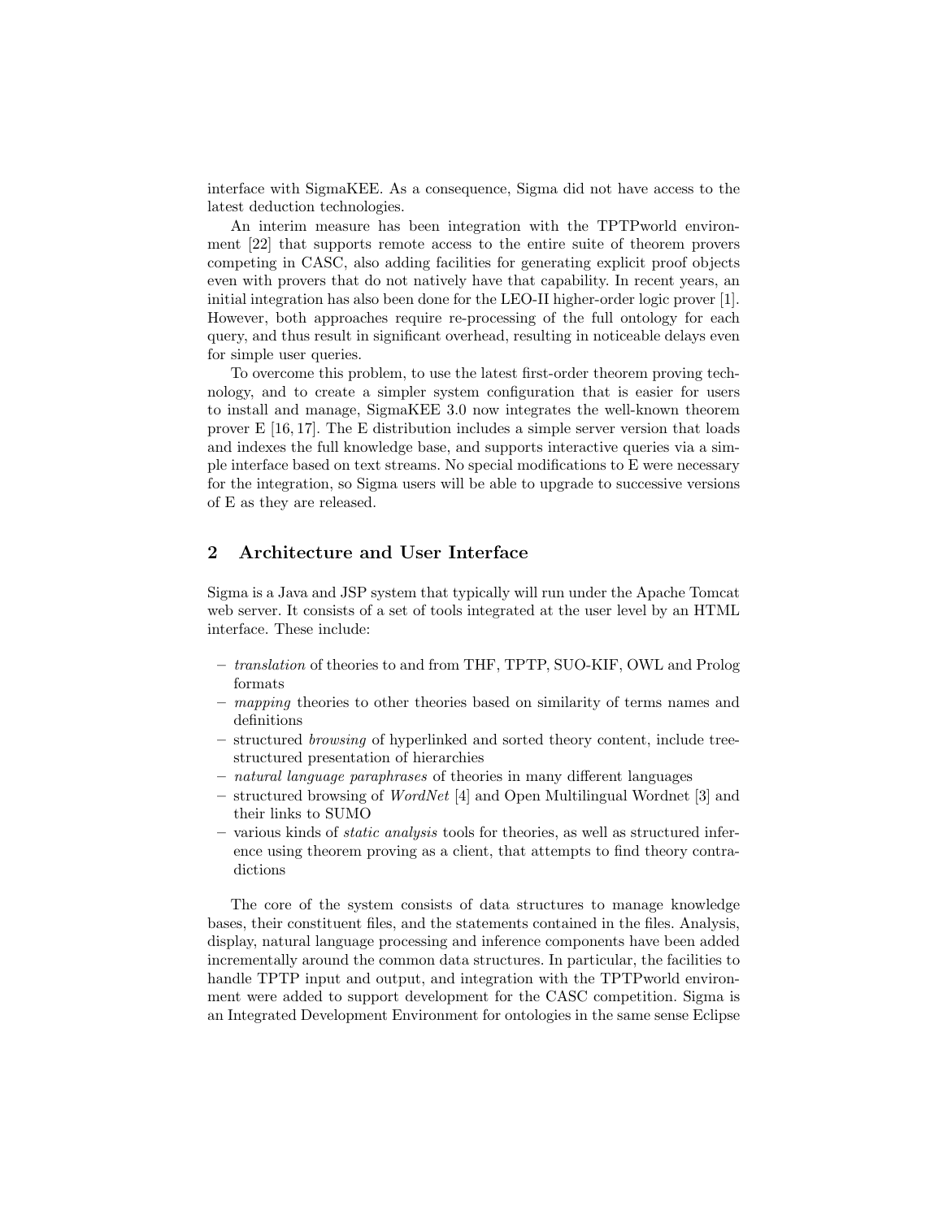interface with SigmaKEE. As a consequence, Sigma did not have access to the latest deduction technologies.

An interim measure has been integration with the TPTPworld environment [22] that supports remote access to the entire suite of theorem provers competing in CASC, also adding facilities for generating explicit proof objects even with provers that do not natively have that capability. In recent years, an initial integration has also been done for the LEO-II higher-order logic prover [1]. However, both approaches require re-processing of the full ontology for each query, and thus result in significant overhead, resulting in noticeable delays even for simple user queries.

To overcome this problem, to use the latest first-order theorem proving technology, and to create a simpler system configuration that is easier for users to install and manage, SigmaKEE 3.0 now integrates the well-known theorem prover E [16, 17]. The E distribution includes a simple server version that loads and indexes the full knowledge base, and supports interactive queries via a simple interface based on text streams. No special modifications to E were necessary for the integration, so Sigma users will be able to upgrade to successive versions of E as they are released.

## 2 Architecture and User Interface

Sigma is a Java and JSP system that typically will run under the Apache Tomcat web server. It consists of a set of tools integrated at the user level by an HTML interface. These include:

- *translation* of theories to and from THF, TPTP, SUO-KIF, OWL and Prolog formats
- *mapping* theories to other theories based on similarity of terms names and definitions
- structured *browsing* of hyperlinked and sorted theory content, include tree-structured presentation of hierarchies
- *natural language paraphrases* of theories in many different languages
- structured browsing of *WordNet* [4] and Open Multilingual Wordnet [3] and their links to SUMO
- various kinds of *static analysis* tools for theories, as well as structured inference using theorem proving as a client, that attempts to find theory contradictions

The core of the system consists of data structures to manage knowledge bases, their constituent files, and the statements contained in the files. Analysis, display, natural language processing and inference components have been added incrementally around the common data structures. In particular, the facilities to handle TPTP input and output, and integration with the TPTPworld environment were added to support development for the CASC competition. Sigma is an Integrated Development Environment for ontologies in the same sense Eclipse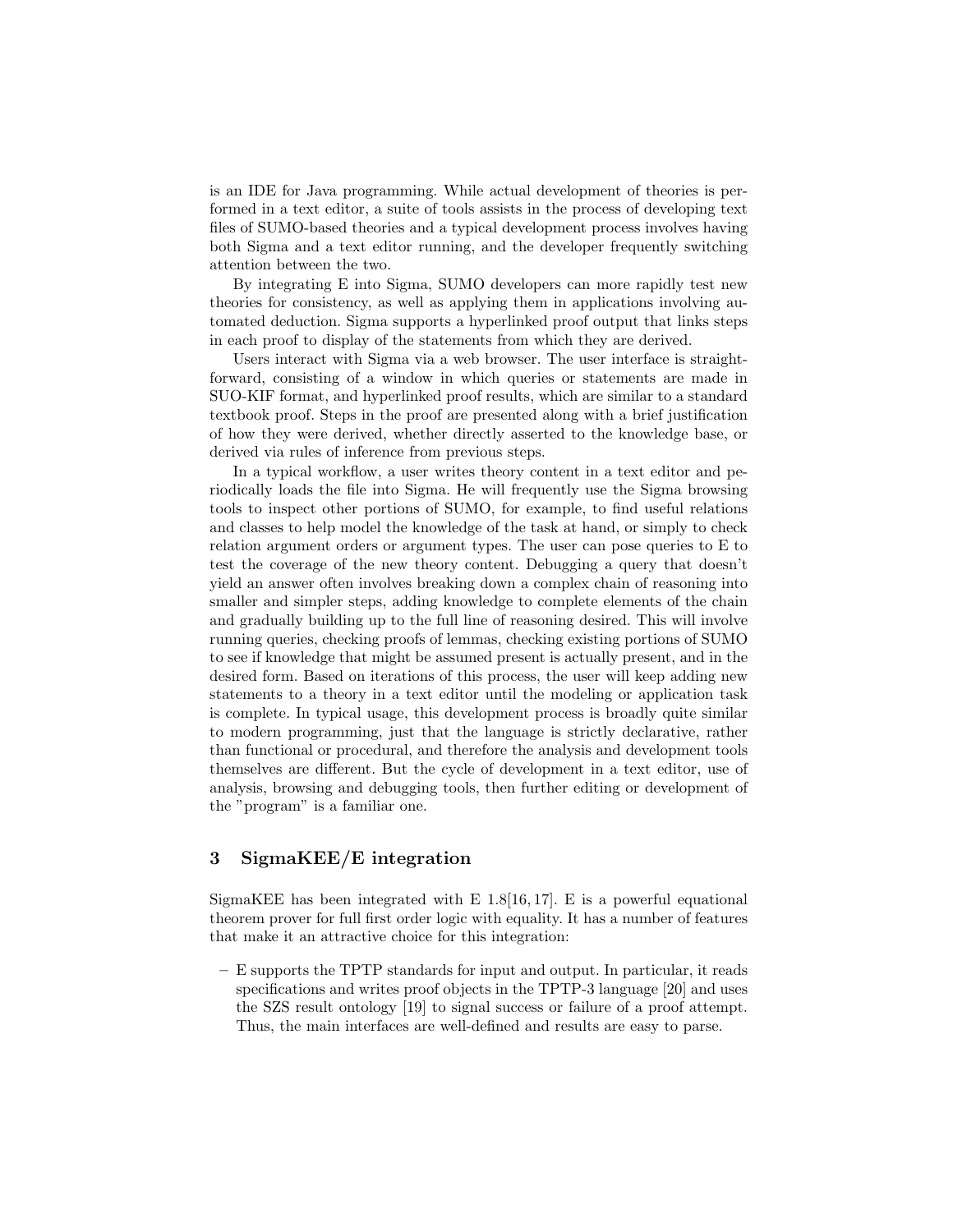is an IDE for Java programming. While actual development of theories is performed in a text editor, a suite of tools assists in the process of developing text files of SUMO-based theories and a typical development process involves having both Sigma and a text editor running, and the developer frequently switching attention between the two.

By integrating E into Sigma, SUMO developers can more rapidly test new theories for consistency, as well as applying them in applications involving automated deduction. Sigma supports a hyperlinked proof output that links steps in each proof to display of the statements from which they are derived.

Users interact with Sigma via a web browser. The user interface is straightforward, consisting of a window in which queries or statements are made in SUO-KIF format, and hyperlinked proof results, which are similar to a standard textbook proof. Steps in the proof are presented along with a brief justification of how they were derived, whether directly asserted to the knowledge base, or derived via rules of inference from previous steps.

In a typical workflow, a user writes theory content in a text editor and periodically loads the file into Sigma. He will frequently use the Sigma browsing tools to inspect other portions of SUMO, for example, to find useful relations and classes to help model the knowledge of the task at hand, or simply to check relation argument orders or argument types. The user can pose queries to E to test the coverage of the new theory content. Debugging a query that doesn't yield an answer often involves breaking down a complex chain of reasoning into smaller and simpler steps, adding knowledge to complete elements of the chain and gradually building up to the full line of reasoning desired. This will involve running queries, checking proofs of lemmas, checking existing portions of SUMO to see if knowledge that might be assumed present is actually present, and in the desired form. Based on iterations of this process, the user will keep adding new statements to a theory in a text editor until the modeling or application task is complete. In typical usage, this development process is broadly quite similar to modern programming, just that the language is strictly declarative, rather than functional or procedural, and therefore the analysis and development tools themselves are different. But the cycle of development in a text editor, use of analysis, browsing and debugging tools, then further editing or development of the "program" is a familiar one.

## 3 SigmaKEE/E integration

SigmaKEE has been integrated with E 1.8[16, 17]. E is a powerful equational theorem prover for full first order logic with equality. It has a number of features that make it an attractive choice for this integration:

- E supports the TPTP standards for input and output. In particular, it reads specifications and writes proof objects in the TPTP-3 language [20] and uses the SZS result ontology [19] to signal success or failure of a proof attempt. Thus, the main interfaces are well-defined and results are easy to parse.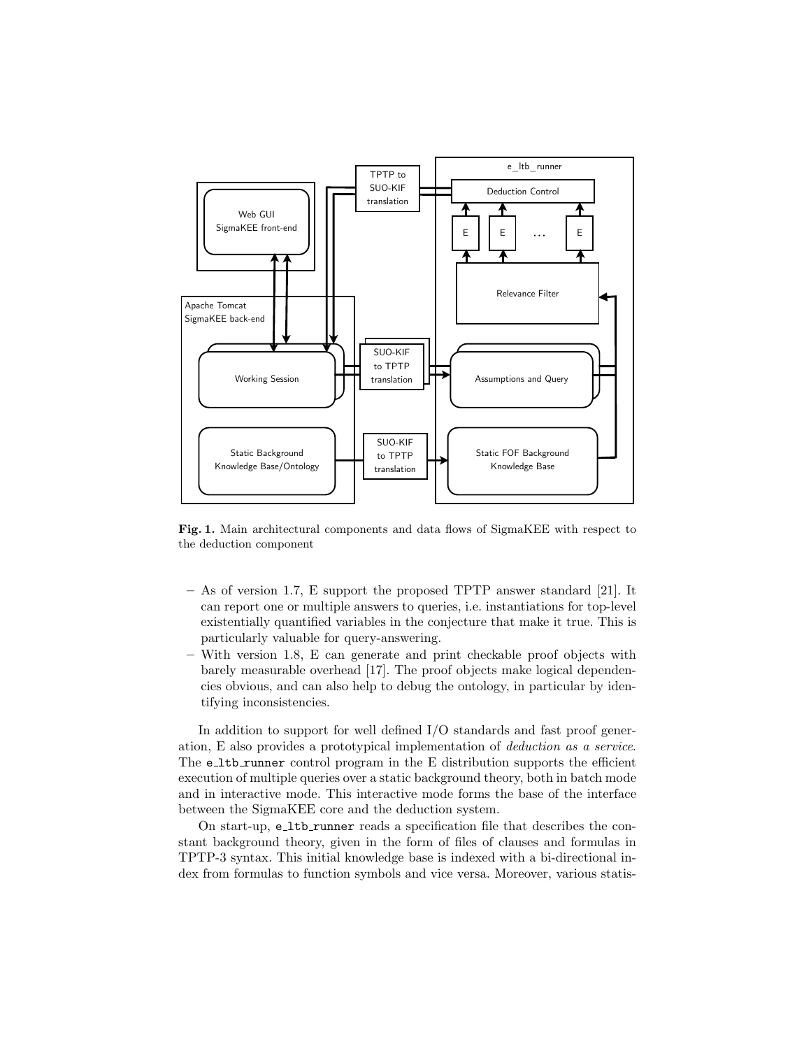**Fig. 1.** Main architectural components and data flows of SigmaKEE with respect to the deduction component

- As of version 1.7, E support the proposed TPTP answer standard [21]. It can report one or multiple answers to queries, i.e. instantiations for top-level existentially quantified variables in the conjecture that make it true. This is particularly valuable for query-answering.
- With version 1.8, E can generate and print checkable proof objects with barely measurable overhead [17]. The proof objects make logical dependencies obvious, and can also help to debug the ontology, in particular by identifying inconsistencies.

In addition to support for well defined I/O standards and fast proof generation, E also provides a prototypical implementation of *deduction as a service*. The `e_ltb_runner` control program in the E distribution supports the efficient execution of multiple queries over a static background theory, both in batch mode and in interactive mode. This interactive mode forms the base of the interface between the SigmaKEE core and the deduction system.

On start-up, `e_ltb_runner` reads a specification file that describes the constant background theory, given in the form of files of clauses and formulas in TPTP-3 syntax. This initial knowledge base is indexed with a bi-directional index from formulas to function symbols and vice versa. Moreover, various statis-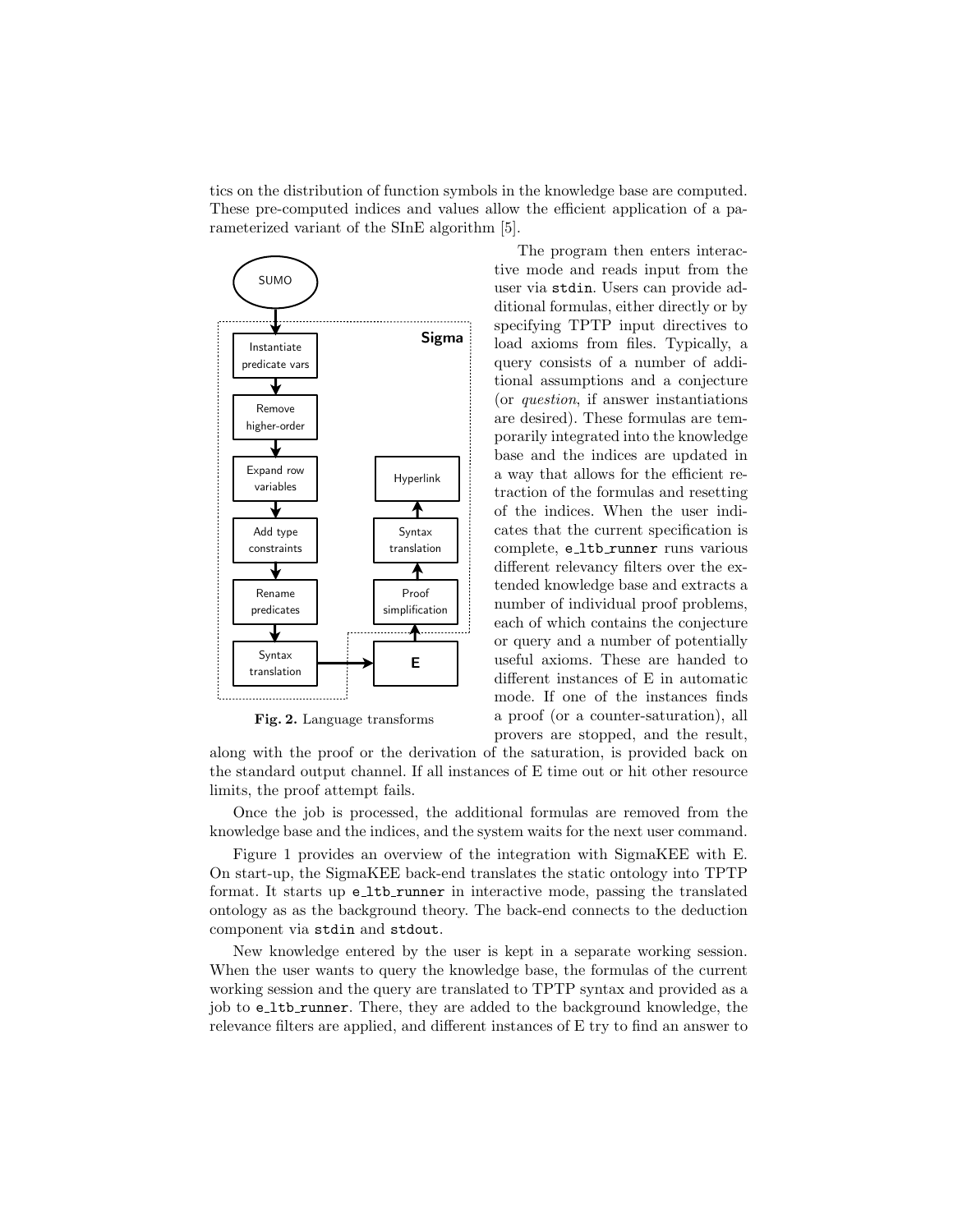tics on the distribution of function symbols in the knowledge base are computed. These pre-computed indices and values allow the efficient application of a parameterized variant of the SInE algorithm [5].

**Fig. 2.** Language transforms

The program then enters interactive mode and reads input from the user via `stdin`. Users can provide additional formulas, either directly or by specifying TPTP input directives to load axioms from files. Typically, a query consists of a number of additional assumptions and a conjecture (or *question*, if answer instantiations are desired). These formulas are temporarily integrated into the knowledge base and the indices are updated in a way that allows for the efficient retraction of the formulas and resetting of the indices. When the user indicates that the current specification is complete, `e_ltb_runner` runs various different relevancy filters over the extended knowledge base and extracts a number of individual proof problems, each of which contains the conjecture or query and a number of potentially useful axioms. These are handed to different instances of E in automatic mode. If one of the instances finds a proof (or a counter-saturation), all provers are stopped, and the result, along with the proof or the derivation of the saturation, is provided back on the standard output channel. If all instances of E time out or hit other resource limits, the proof attempt fails.

Once the job is processed, the additional formulas are removed from the knowledge base and the indices, and the system waits for the next user command.

Figure 1 provides an overview of the integration with SigmaKEE with E. On start-up, the SigmaKEE back-end translates the static ontology into TPTP format. It starts up `e_ltb_runner` in interactive mode, passing the translated ontology as as the background theory. The back-end connects to the deduction component via `stdin` and `stdout`.

New knowledge entered by the user is kept in a separate working session. When the user wants to query the knowledge base, the formulas of the current working session and the query are translated to TPTP syntax and provided as a job to `e_ltb_runner`. There, they are added to the background knowledge, the relevance filters are applied, and different instances of E try to find an answer to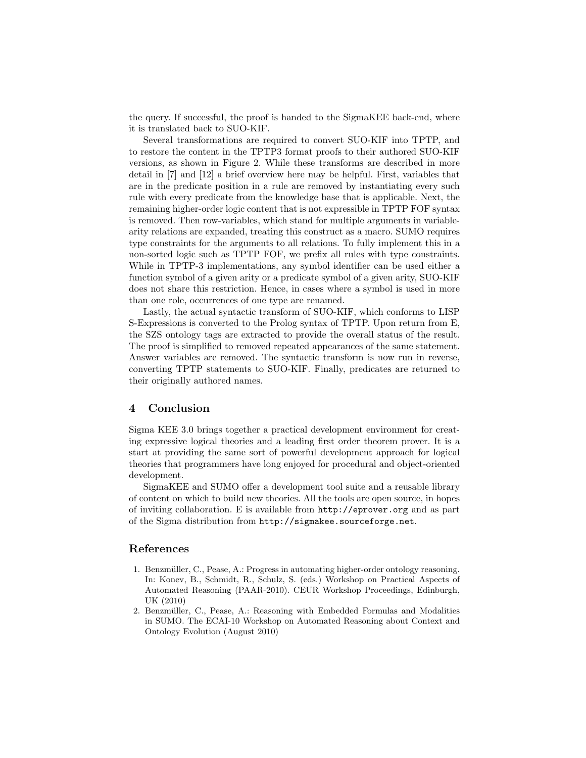the query. If successful, the proof is handed to the SigmaKEE back-end, where it is translated back to SUO-KIF.

Several transformations are required to convert SUO-KIF into TPTP, and to restore the content in the TPTP3 format proofs to their authored SUO-KIF versions, as shown in Figure 2. While these transforms are described in more detail in [7] and [12] a brief overview here may be helpful. First, variables that are in the predicate position in a rule are removed by instantiating every such rule with every predicate from the knowledge base that is applicable. Next, the remaining higher-order logic content that is not expressible in TPTP FOF syntax is removed. Then row-variables, which stand for multiple arguments in variable-arity relations are expanded, treating this construct as a macro. SUMO requires type constraints for the arguments to all relations. To fully implement this in a non-sorted logic such as TPTP FOF, we prefix all rules with type constraints. While in TPTP-3 implementations, any symbol identifier can be used either a function symbol of a given arity or a predicate symbol of a given arity, SUO-KIF does not share this restriction. Hence, in cases where a symbol is used in more than one role, occurrences of one type are renamed.

Lastly, the actual syntactic transform of SUO-KIF, which conforms to LISP S-Expressions is converted to the Prolog syntax of TPTP. Upon return from E, the SZS ontology tags are extracted to provide the overall status of the result. The proof is simplified to removed repeated appearances of the same statement. Answer variables are removed. The syntactic transform is now run in reverse, converting TPTP statements to SUO-KIF. Finally, predicates are returned to their originally authored names.

## 4 Conclusion

Sigma KEE 3.0 brings together a practical development environment for creating expressive logical theories and a leading first order theorem prover. It is a start at providing the same sort of powerful development approach for logical theories that programmers have long enjoyed for procedural and object-oriented development.

SigmaKEE and SUMO offer a development tool suite and a reusable library of content on which to build new theories. All the tools are open source, in hopes of inviting collaboration. E is available from `http://eprover.org` and as part of the Sigma distribution from `http://sigmakee.sourceforge.net`.

## References

1. Benzmüller, C., Pease, A.: Progress in automating higher-order ontology reasoning. In: Konev, B., Schmidt, R., Schulz, S. (eds.) Workshop on Practical Aspects of Automated Reasoning (PAAR-2010). CEUR Workshop Proceedings, Edinburgh, UK (2010)
2. Benzmüller, C., Pease, A.: Reasoning with Embedded Formulas and Modalities in SUMO. The ECAI-10 Workshop on Automated Reasoning about Context and Ontology Evolution (August 2010)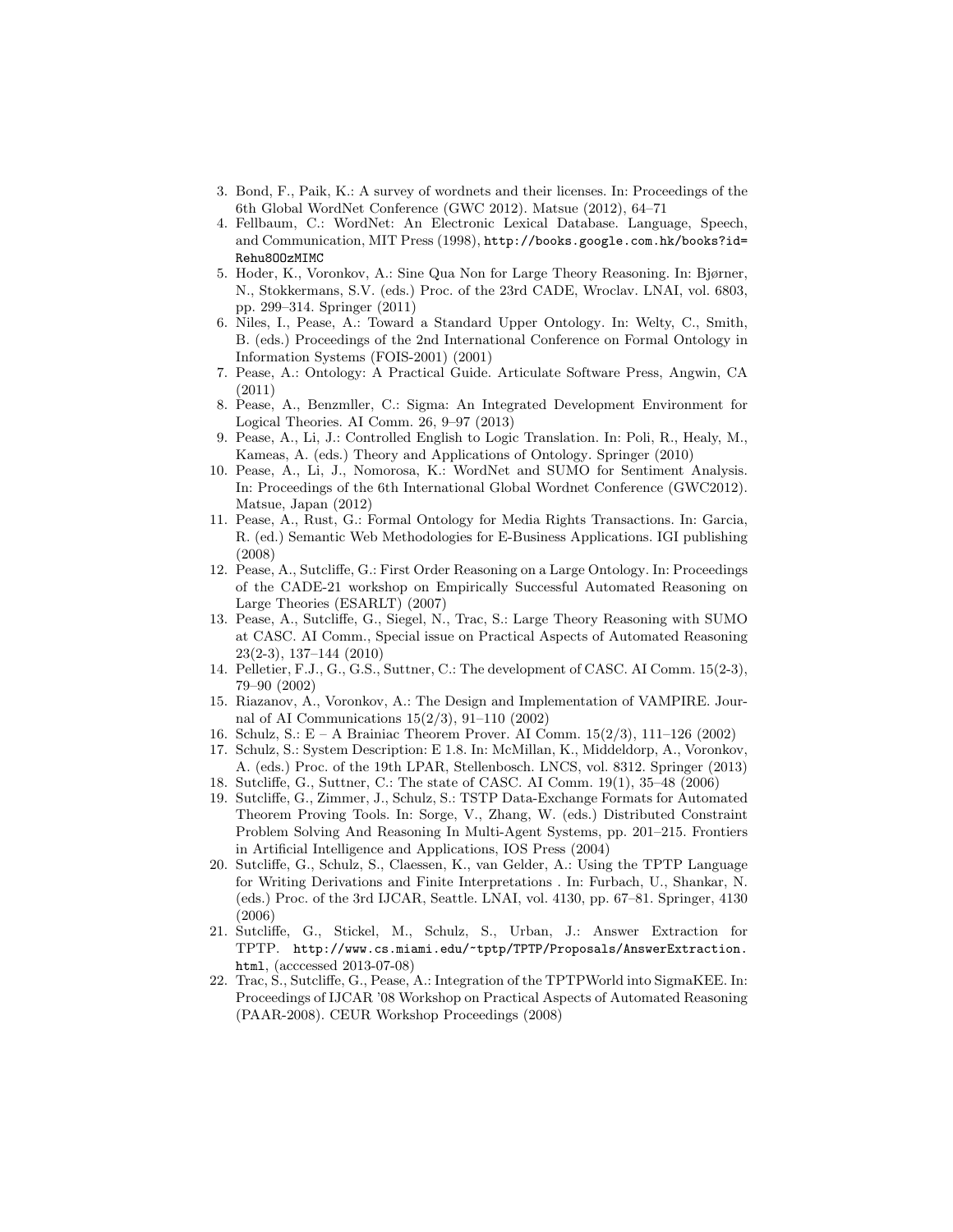3. Bond, F., Paik, K.: A survey of wordnets and their licenses. In: Proceedings of the 6th Global WordNet Conference (GWC 2012). Matsue (2012), 64–71
4. Fellbaum, C.: WordNet: An Electronic Lexical Database. Language, Speech, and Communication, MIT Press (1998), http://books.google.com.hk/books?id=Rehu8OOzMIMC
5. Hoder, K., Voronkov, A.: Sine Qua Non for Large Theory Reasoning. In: Bjørner, N., Stokkermans, S.V. (eds.) Proc. of the 23rd CADE, Wroclav. LNAI, vol. 6803, pp. 299–314. Springer (2011)
6. Niles, I., Pease, A.: Toward a Standard Upper Ontology. In: Welty, C., Smith, B. (eds.) Proceedings of the 2nd International Conference on Formal Ontology in Information Systems (FOIS-2001) (2001)
7. Pease, A.: Ontology: A Practical Guide. Articulate Software Press, Angwin, CA (2011)
8. Pease, A., Benzmller, C.: Sigma: An Integrated Development Environment for Logical Theories. AI Comm. 26, 9–97 (2013)
9. Pease, A., Li, J.: Controlled English to Logic Translation. In: Poli, R., Healy, M., Kameas, A. (eds.) Theory and Applications of Ontology. Springer (2010)
10. Pease, A., Li, J., Nomorosa, K.: WordNet and SUMO for Sentiment Analysis. In: Proceedings of the 6th International Global Wordnet Conference (GWC2012). Matsue, Japan (2012)
11. Pease, A., Rust, G.: Formal Ontology for Media Rights Transactions. In: Garcia, R. (ed.) Semantic Web Methodologies for E-Business Applications. IGI publishing (2008)
12. Pease, A., Sutcliffe, G.: First Order Reasoning on a Large Ontology. In: Proceedings of the CADE-21 workshop on Empirically Successful Automated Reasoning on Large Theories (ESARLT) (2007)
13. Pease, A., Sutcliffe, G., Siegel, N., Trac, S.: Large Theory Reasoning with SUMO at CASC. AI Comm., Special issue on Practical Aspects of Automated Reasoning 23(2-3), 137–144 (2010)
14. Pelletier, F.J., G., G.S., Suttner, C.: The development of CASC. AI Comm. 15(2-3), 79–90 (2002)
15. Riazanov, A., Voronkov, A.: The Design and Implementation of VAMPIRE. Journal of AI Communications 15(2/3), 91–110 (2002)
16. Schulz, S.: E – A Brainiac Theorem Prover. AI Comm. 15(2/3), 111–126 (2002)
17. Schulz, S.: System Description: E 1.8. In: McMillan, K., Middeldorp, A., Voronkov, A. (eds.) Proc. of the 19th LPAR, Stellenbosch. LNCS, vol. 8312. Springer (2013)
18. Sutcliffe, G., Suttner, C.: The state of CASC. AI Comm. 19(1), 35–48 (2006)
19. Sutcliffe, G., Zimmer, J., Schulz, S.: TSTP Data-Exchange Formats for Automated Theorem Proving Tools. In: Sorge, V., Zhang, W. (eds.) Distributed Constraint Problem Solving And Reasoning In Multi-Agent Systems, pp. 201–215. Frontiers in Artificial Intelligence and Applications, IOS Press (2004)
20. Sutcliffe, G., Schulz, S., Claessen, K., van Gelder, A.: Using the TPTP Language for Writing Derivations and Finite Interpretations . In: Furbach, U., Shankar, N. (eds.) Proc. of the 3rd IJCAR, Seattle. LNAI, vol. 4130, pp. 67–81. Springer, 4130 (2006)
21. Sutcliffe, G., Stickel, M., Schulz, S., Urban, J.: Answer Extraction for TPTP. http://www.cs.miami.edu/~tptp/TPTP/Proposals/AnswerExtraction.html, (acccessed 2013-07-08)
22. Trac, S., Sutcliffe, G., Pease, A.: Integration of the TPTPWorld into SigmaKEE. In: Proceedings of IJCAR '08 Workshop on Practical Aspects of Automated Reasoning (PAAR-2008). CEUR Workshop Proceedings (2008)